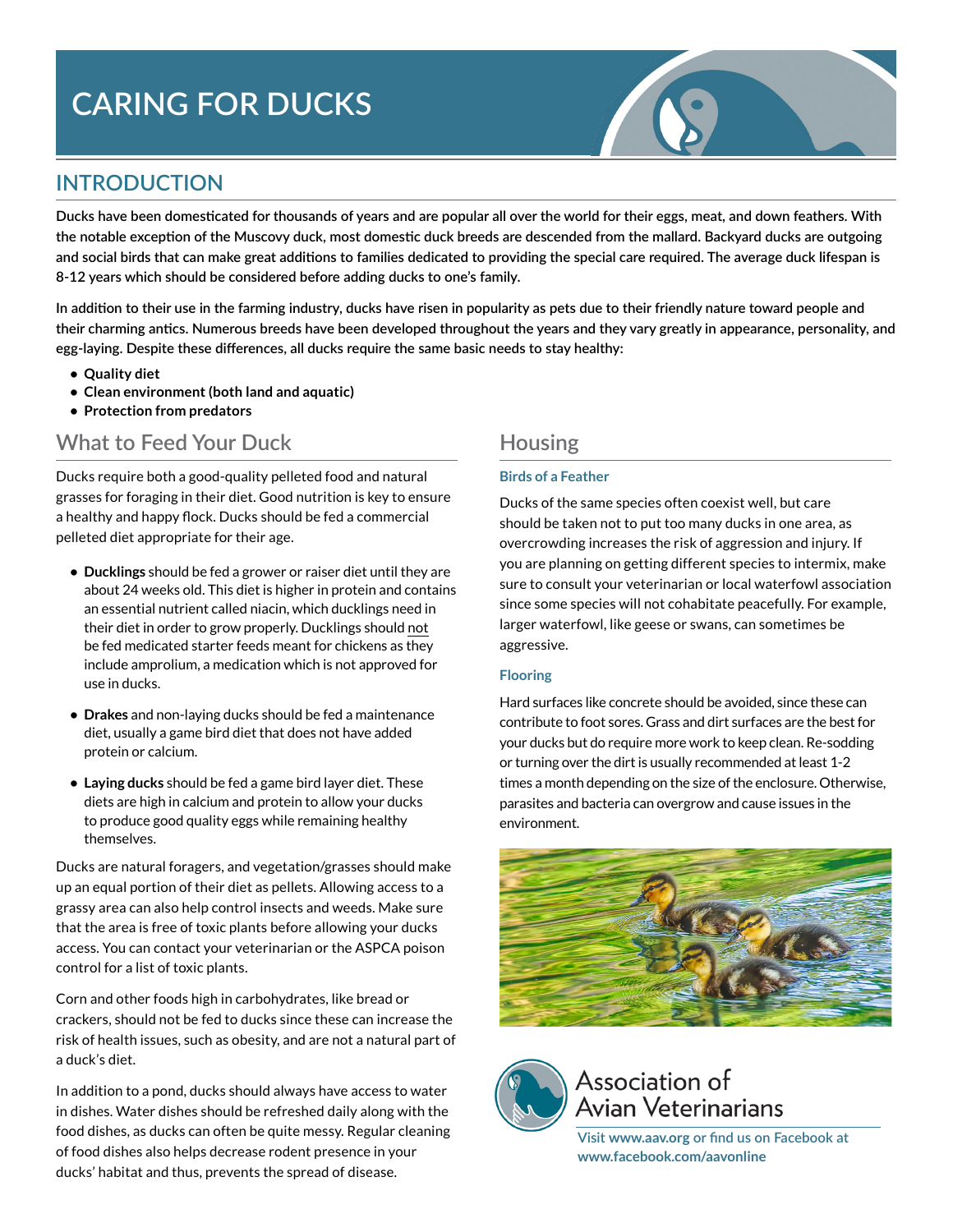# CARING FOR DUCKS

## INTRODUCTION

**Ducks have been domesticated for thousands of years and are popular all over the world for their eggs, meat, and down feathers. With the notable exception of the Muscovy duck, most domestic duck breeds are descended from the mallard. Backyard ducks are outgoing and social birds that can make great additions to families dedicated to providing the special care required. The average duck lifespan is 8-12 years which should be considered before adding ducks to one's family.**

**In addition to their use in the farming industry, ducks have risen in popularity as pets due to their friendly nature toward people and their charming antics. Numerous breeds have been developed throughout the years and they vary greatly in appearance, personality, and egg-laying. Despite these differences, all ducks require the same basic needs to stay healthy:**

- **Quality diet**
- **Clean environment (both land and aquatic)**
- **Protection from predators**

## What to Feed Your Duck

Ducks require both a good-quality pelleted food and natural grasses for foraging in their diet. Good nutrition is key to ensure a healthy and happy flock. Ducks should be fed a commercial pelleted diet appropriate for their age.

- **Ducklings** should be fed a grower or raiser diet until they are about 24 weeks old. This diet is higher in protein and contains an essential nutrient called niacin, which ducklings need in their diet in order to grow properly. Ducklings should <u>not</u> be fed medicated starter feeds meant for chickens as they include amprolium, a medication which is not approved for use in ducks.
- **Drakes** and non-laying ducks should be fed a maintenance diet, usually a game bird diet that does not have added protein or calcium.
- **Laying ducks** should be fed a game bird layer diet. These diets are high in calcium and protein to allow your ducks to produce good quality eggs while remaining healthy themselves.

Ducks are natural foragers, and vegetation/grasses should make up an equal portion of their diet as pellets. Allowing access to a grassy area can also help control insects and weeds. Make sure that the area is free of toxic plants before allowing your ducks access. You can contact your veterinarian or the ASPCA poison control for a list of toxic plants.

Corn and other foods high in carbohydrates, like bread or crackers, should not be fed to ducks since these can increase the risk of health issues, such as obesity, and are not a natural part of a duck's diet.

In addition to a pond, ducks should always have access to water in dishes. Water dishes should be refreshed daily along with the food dishes, as ducks can often be quite messy. Regular cleaning of food dishes also helps decrease rodent presence in your ducks' habitat and thus, prevents the spread of disease.

## Housing

### Birds of a Feather

Ducks of the same species often coexist well, but care should be taken not to put too many ducks in one area, as overcrowding increases the risk of aggression and injury. If you are planning on getting different species to intermix, make sure to consult your veterinarian or local waterfowl association since some species will not cohabitate peacefully. For example, larger waterfowl, like geese or swans, can sometimes be aggressive.

### Flooring

Hard surfaces like concrete should be avoided, since these can contribute to foot sores. Grass and dirt surfaces are the best for your ducks but do require more work to keep clean. Re-sodding or turning over the dirt is usually recommended at least 1-2 times a month depending on the size of the enclosure. Otherwise, parasites and bacteria can overgrow and cause issues in the environment.

Association of Avian Veterinarians

Visit www.aav.org or find us on Facebook at www.facebook.com/aavonline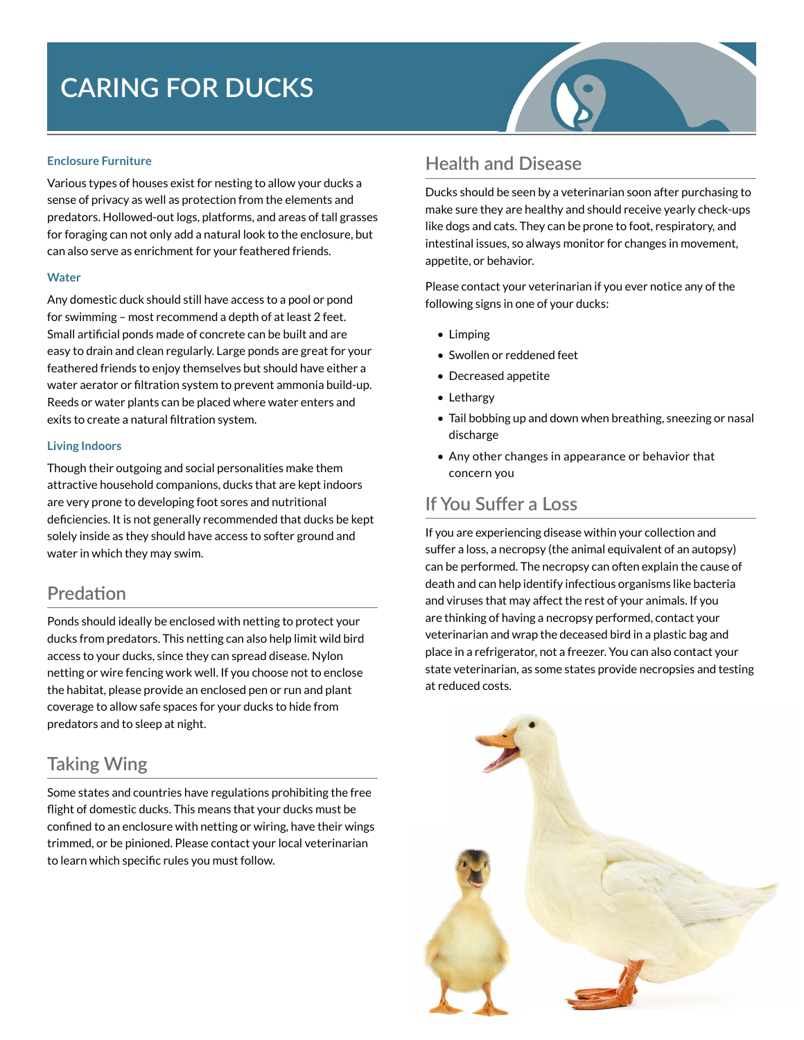# CARING FOR DUCKS

### Enclosure Furniture

Various types of houses exist for nesting to allow your ducks a sense of privacy as well as protection from the elements and predators. Hollowed-out logs, platforms, and areas of tall grasses for foraging can not only add a natural look to the enclosure, but can also serve as enrichment for your feathered friends.

### Water

Any domestic duck should still have access to a pool or pond for swimming – most recommend a depth of at least 2 feet. Small artificial ponds made of concrete can be built and are easy to drain and clean regularly. Large ponds are great for your feathered friends to enjoy themselves but should have either a water aerator or filtration system to prevent ammonia build-up. Reeds or water plants can be placed where water enters and exits to create a natural filtration system.

### Living Indoors

Though their outgoing and social personalities make them attractive household companions, ducks that are kept indoors are very prone to developing foot sores and nutritional deficiencies. It is not generally recommended that ducks be kept solely inside as they should have access to softer ground and water in which they may swim.

## Predation

Ponds should ideally be enclosed with netting to protect your ducks from predators. This netting can also help limit wild bird access to your ducks, since they can spread disease. Nylon netting or wire fencing work well. If you choose not to enclose the habitat, please provide an enclosed pen or run and plant coverage to allow safe spaces for your ducks to hide from predators and to sleep at night.

## Taking Wing

Some states and countries have regulations prohibiting the free flight of domestic ducks. This means that your ducks must be confined to an enclosure with netting or wiring, have their wings trimmed, or be pinioned. Please contact your local veterinarian to learn which specific rules you must follow.

## Health and Disease

Ducks should be seen by a veterinarian soon after purchasing to make sure they are healthy and should receive yearly check-ups like dogs and cats. They can be prone to foot, respiratory, and intestinal issues, so always monitor for changes in movement, appetite, or behavior.

Please contact your veterinarian if you ever notice any of the following signs in one of your ducks:

- Limping
- Swollen or reddened feet
- Decreased appetite
- Lethargy
- Tail bobbing up and down when breathing, sneezing or nasal discharge
- Any other changes in appearance or behavior that concern you

## If You Suffer a Loss

If you are experiencing disease within your collection and suffer a loss, a necropsy (the animal equivalent of an autopsy) can be performed. The necropsy can often explain the cause of death and can help identify infectious organisms like bacteria and viruses that may affect the rest of your animals. If you are thinking of having a necropsy performed, contact your veterinarian and wrap the deceased bird in a plastic bag and place in a refrigerator, not a freezer. You can also contact your state veterinarian, as some states provide necropsies and testing at reduced costs.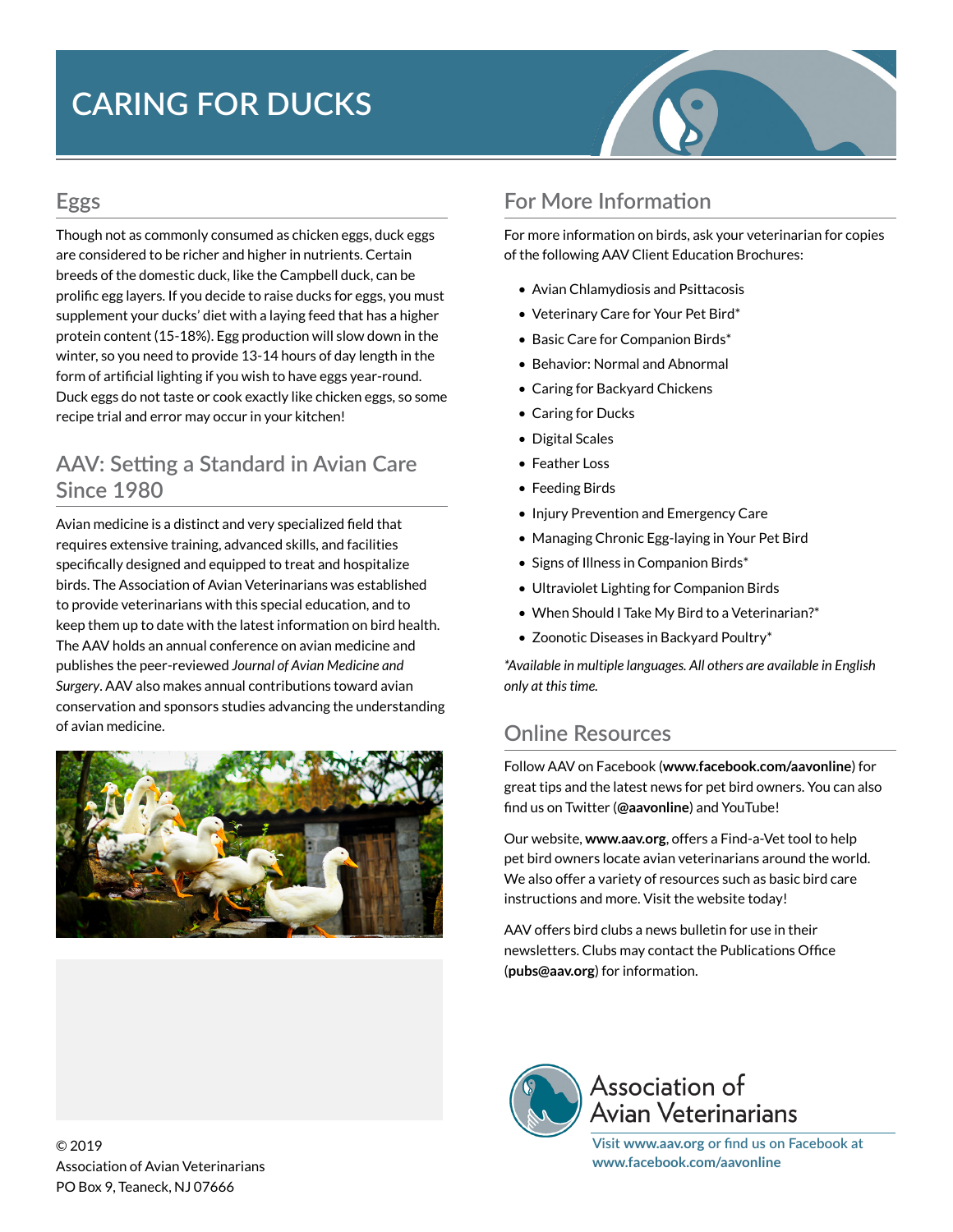# CARING FOR DUCKS

## Eggs

Though not as commonly consumed as chicken eggs, duck eggs are considered to be richer and higher in nutrients. Certain breeds of the domestic duck, like the Campbell duck, can be prolific egg layers. If you decide to raise ducks for eggs, you must supplement your ducks' diet with a laying feed that has a higher protein content (15-18%). Egg production will slow down in the winter, so you need to provide 13-14 hours of day length in the form of artificial lighting if you wish to have eggs year-round. Duck eggs do not taste or cook exactly like chicken eggs, so some recipe trial and error may occur in your kitchen!

## AAV: Setting a Standard in Avian Care Since 1980

Avian medicine is a distinct and very specialized field that requires extensive training, advanced skills, and facilities specifically designed and equipped to treat and hospitalize birds. The Association of Avian Veterinarians was established to provide veterinarians with this special education, and to keep them up to date with the latest information on bird health. The AAV holds an annual conference on avian medicine and publishes the peer-reviewed *Journal of Avian Medicine and Surgery*. AAV also makes annual contributions toward avian conservation and sponsors studies advancing the understanding of avian medicine.

© 2019
Association of Avian Veterinarians
PO Box 9, Teaneck, NJ 07666

## For More Information

For more information on birds, ask your veterinarian for copies of the following AAV Client Education Brochures:

- Avian Chlamydiosis and Psittacosis
- Veterinary Care for Your Pet Bird*
- Basic Care for Companion Birds*
- Behavior: Normal and Abnormal
- Caring for Backyard Chickens
- Caring for Ducks
- Digital Scales
- Feather Loss
- Feeding Birds
- Injury Prevention and Emergency Care
- Managing Chronic Egg-laying in Your Pet Bird
- Signs of Illness in Companion Birds*
- Ultraviolet Lighting for Companion Birds
- When Should I Take My Bird to a Veterinarian?*
- Zoonotic Diseases in Backyard Poultry*

*\*Available in multiple languages. All others are available in English only at this time.*

## Online Resources

Follow AAV on Facebook (**www.facebook.com/aavonline**) for great tips and the latest news for pet bird owners. You can also find us on Twitter (**@aavonline**) and YouTube!

Our website, **www.aav.org**, offers a Find-a-Vet tool to help pet bird owners locate avian veterinarians around the world. We also offer a variety of resources such as basic bird care instructions and more. Visit the website today!

AAV offers bird clubs a news bulletin for use in their newsletters. Clubs may contact the Publications Office (**pubs@aav.org**) for information.

Association of Avian Veterinarians

**Visit www.aav.org or find us on Facebook at www.facebook.com/aavonline**